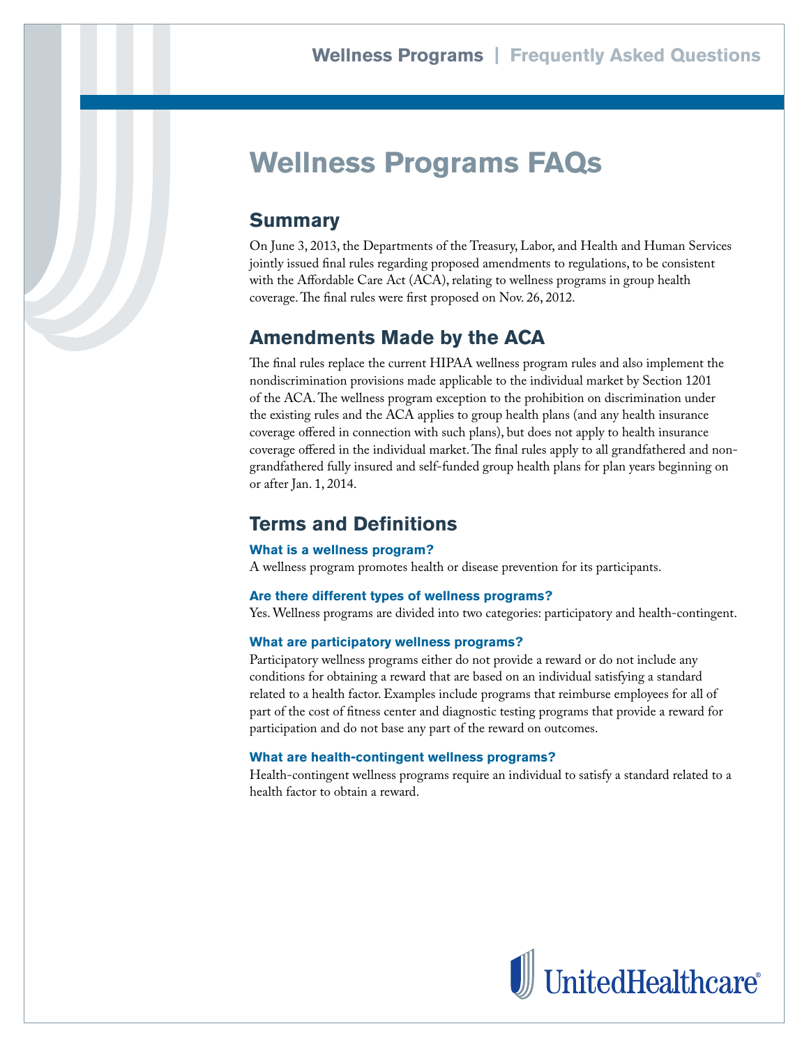# Wellness Programs FAQs

## Summary

On June 3, 2013, the Departments of the Treasury, Labor, and Health and Human Services jointly issued final rules regarding proposed amendments to regulations, to be consistent with the Affordable Care Act (ACA), relating to wellness programs in group health coverage. The final rules were first proposed on Nov. 26, 2012.

## Amendments Made by the ACA

The final rules replace the current HIPAA wellness program rules and also implement the nondiscrimination provisions made applicable to the individual market by Section 1201 of the ACA. The wellness program exception to the prohibition on discrimination under the existing rules and the ACA applies to group health plans (and any health insurance coverage offered in connection with such plans), but does not apply to health insurance coverage offered in the individual market. The final rules apply to all grandfathered and non-grandfathered fully insured and self-funded group health plans for plan years beginning on or after Jan. 1, 2014.

## Terms and Definitions

### What is a wellness program?

A wellness program promotes health or disease prevention for its participants.

### Are there different types of wellness programs?

Yes. Wellness programs are divided into two categories: participatory and health-contingent.

### What are participatory wellness programs?

Participatory wellness programs either do not provide a reward or do not include any conditions for obtaining a reward that are based on an individual satisfying a standard related to a health factor. Examples include programs that reimburse employees for all of part of the cost of fitness center and diagnostic testing programs that provide a reward for participation and do not base any part of the reward on outcomes.

### What are health-contingent wellness programs?

Health-contingent wellness programs require an individual to satisfy a standard related to a health factor to obtain a reward.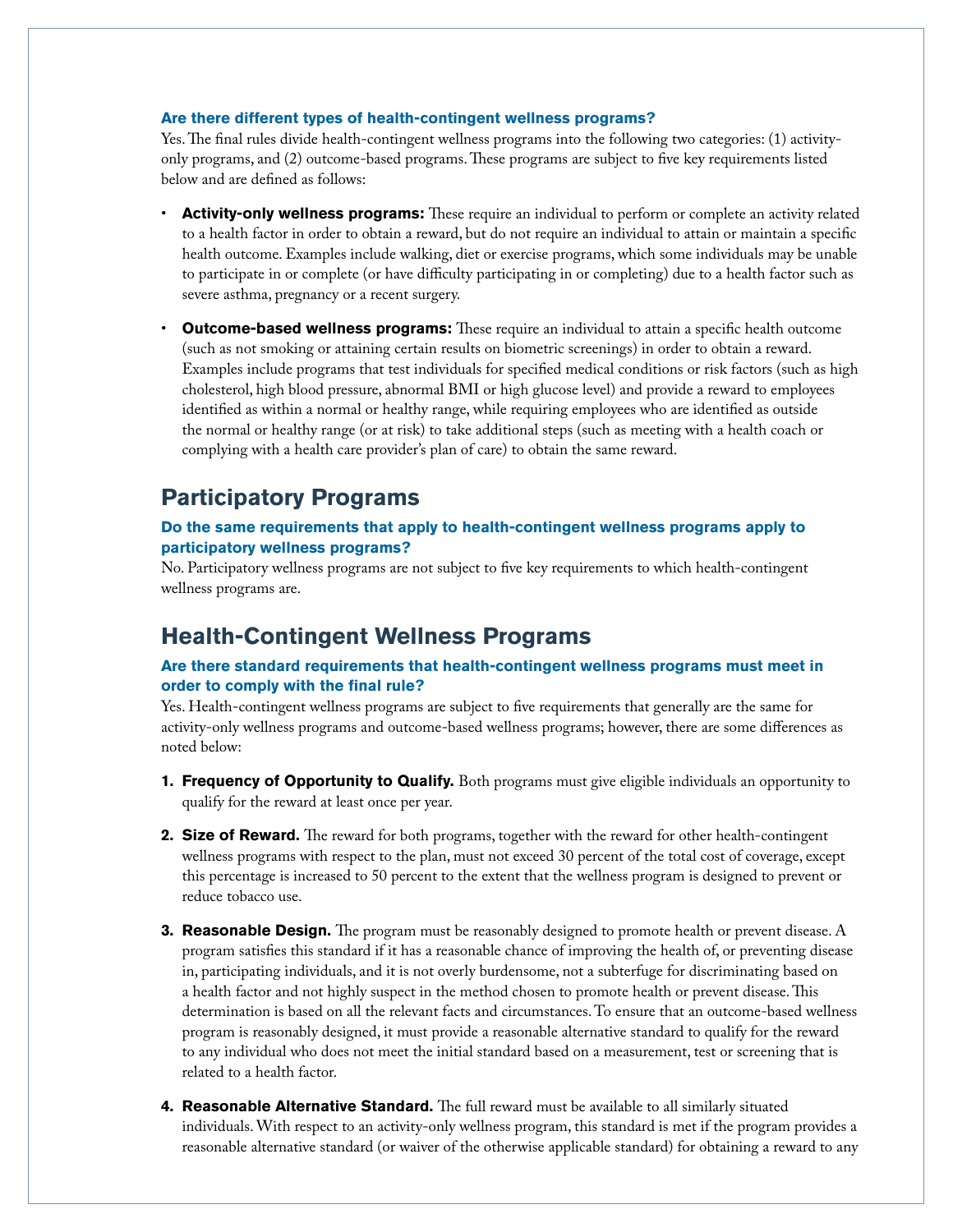### Are there different types of health-contingent wellness programs?

Yes. The final rules divide health-contingent wellness programs into the following two categories: (1) activity-only programs, and (2) outcome-based programs. These programs are subject to five key requirements listed below and are defined as follows:

- **Activity-only wellness programs:** These require an individual to perform or complete an activity related to a health factor in order to obtain a reward, but do not require an individual to attain or maintain a specific health outcome. Examples include walking, diet or exercise programs, which some individuals may be unable to participate in or complete (or have difficulty participating in or completing) due to a health factor such as severe asthma, pregnancy or a recent surgery.
- **Outcome-based wellness programs:** These require an individual to attain a specific health outcome (such as not smoking or attaining certain results on biometric screenings) in order to obtain a reward. Examples include programs that test individuals for specified medical conditions or risk factors (such as high cholesterol, high blood pressure, abnormal BMI or high glucose level) and provide a reward to employees identified as within a normal or healthy range, while requiring employees who are identified as outside the normal or healthy range (or at risk) to take additional steps (such as meeting with a health coach or complying with a health care provider's plan of care) to obtain the same reward.

## Participatory Programs

### Do the same requirements that apply to health-contingent wellness programs apply to participatory wellness programs?

No. Participatory wellness programs are not subject to five key requirements to which health-contingent wellness programs are.

## Health-Contingent Wellness Programs

### Are there standard requirements that health-contingent wellness programs must meet in order to comply with the final rule?

Yes. Health-contingent wellness programs are subject to five requirements that generally are the same for activity-only wellness programs and outcome-based wellness programs; however, there are some differences as noted below:

1. **Frequency of Opportunity to Qualify.** Both programs must give eligible individuals an opportunity to qualify for the reward at least once per year.
2. **Size of Reward.** The reward for both programs, together with the reward for other health-contingent wellness programs with respect to the plan, must not exceed 30 percent of the total cost of coverage, except this percentage is increased to 50 percent to the extent that the wellness program is designed to prevent or reduce tobacco use.
3. **Reasonable Design.** The program must be reasonably designed to promote health or prevent disease. A program satisfies this standard if it has a reasonable chance of improving the health of, or preventing disease in, participating individuals, and it is not overly burdensome, not a subterfuge for discriminating based on a health factor and not highly suspect in the method chosen to promote health or prevent disease. This determination is based on all the relevant facts and circumstances. To ensure that an outcome-based wellness program is reasonably designed, it must provide a reasonable alternative standard to qualify for the reward to any individual who does not meet the initial standard based on a measurement, test or screening that is related to a health factor.
4. **Reasonable Alternative Standard.** The full reward must be available to all similarly situated individuals. With respect to an activity-only wellness program, this standard is met if the program provides a reasonable alternative standard (or waiver of the otherwise applicable standard) for obtaining a reward to any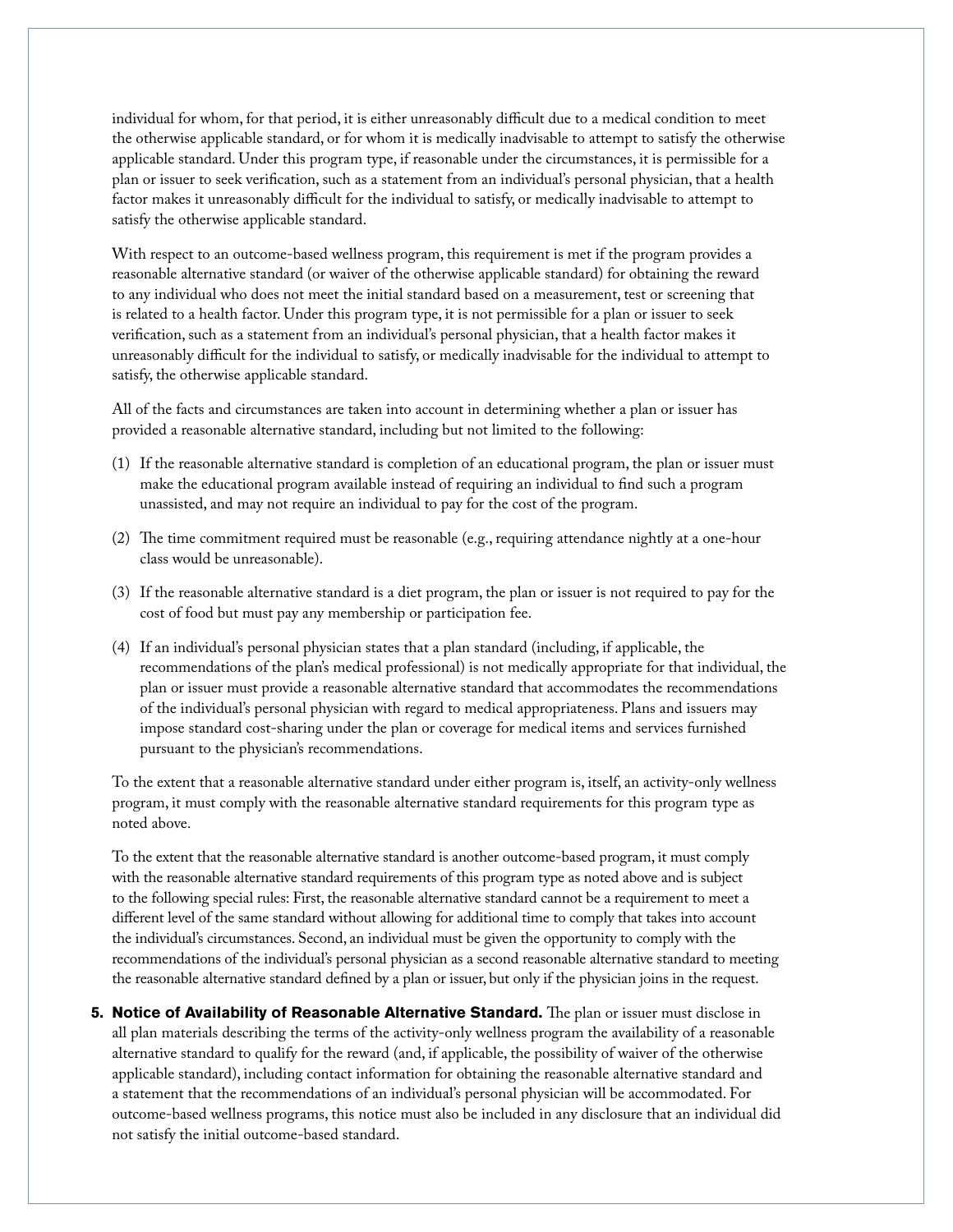individual for whom, for that period, it is either unreasonably difficult due to a medical condition to meet the otherwise applicable standard, or for whom it is medically inadvisable to attempt to satisfy the otherwise applicable standard. Under this program type, if reasonable under the circumstances, it is permissible for a plan or issuer to seek verification, such as a statement from an individual's personal physician, that a health factor makes it unreasonably difficult for the individual to satisfy, or medically inadvisable to attempt to satisfy the otherwise applicable standard.

With respect to an outcome-based wellness program, this requirement is met if the program provides a reasonable alternative standard (or waiver of the otherwise applicable standard) for obtaining the reward to any individual who does not meet the initial standard based on a measurement, test or screening that is related to a health factor. Under this program type, it is not permissible for a plan or issuer to seek verification, such as a statement from an individual's personal physician, that a health factor makes it unreasonably difficult for the individual to satisfy, or medically inadvisable for the individual to attempt to satisfy, the otherwise applicable standard.

All of the facts and circumstances are taken into account in determining whether a plan or issuer has provided a reasonable alternative standard, including but not limited to the following:

(1) If the reasonable alternative standard is completion of an educational program, the plan or issuer must make the educational program available instead of requiring an individual to find such a program unassisted, and may not require an individual to pay for the cost of the program.

(2) The time commitment required must be reasonable (e.g., requiring attendance nightly at a one-hour class would be unreasonable).

(3) If the reasonable alternative standard is a diet program, the plan or issuer is not required to pay for the cost of food but must pay any membership or participation fee.

(4) If an individual's personal physician states that a plan standard (including, if applicable, the recommendations of the plan's medical professional) is not medically appropriate for that individual, the plan or issuer must provide a reasonable alternative standard that accommodates the recommendations of the individual's personal physician with regard to medical appropriateness. Plans and issuers may impose standard cost-sharing under the plan or coverage for medical items and services furnished pursuant to the physician's recommendations.

To the extent that a reasonable alternative standard under either program is, itself, an activity-only wellness program, it must comply with the reasonable alternative standard requirements for this program type as noted above.

To the extent that the reasonable alternative standard is another outcome-based program, it must comply with the reasonable alternative standard requirements of this program type as noted above and is subject to the following special rules: First, the reasonable alternative standard cannot be a requirement to meet a different level of the same standard without allowing for additional time to comply that takes into account the individual's circumstances. Second, an individual must be given the opportunity to comply with the recommendations of the individual's personal physician as a second reasonable alternative standard to meeting the reasonable alternative standard defined by a plan or issuer, but only if the physician joins in the request.

5. **Notice of Availability of Reasonable Alternative Standard.** The plan or issuer must disclose in all plan materials describing the terms of the activity-only wellness program the availability of a reasonable alternative standard to qualify for the reward (and, if applicable, the possibility of waiver of the otherwise applicable standard), including contact information for obtaining the reasonable alternative standard and a statement that the recommendations of an individual's personal physician will be accommodated. For outcome-based wellness programs, this notice must also be included in any disclosure that an individual did not satisfy the initial outcome-based standard.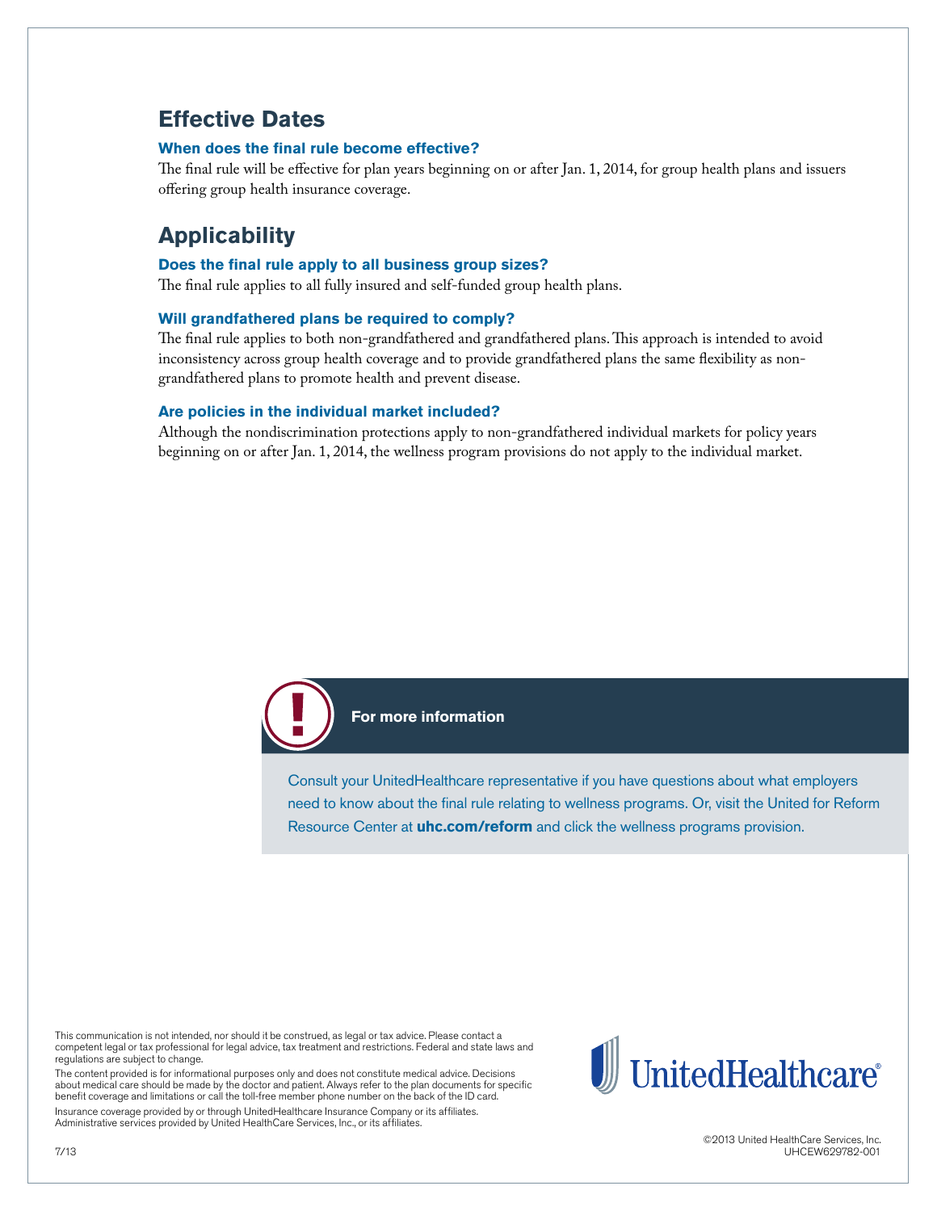## Effective Dates

### When does the final rule become effective?

The final rule will be effective for plan years beginning on or after Jan. 1, 2014, for group health plans and issuers offering group health insurance coverage.

## Applicability

### Does the final rule apply to all business group sizes?

The final rule applies to all fully insured and self-funded group health plans.

### Will grandfathered plans be required to comply?

The final rule applies to both non-grandfathered and grandfathered plans. This approach is intended to avoid inconsistency across group health coverage and to provide grandfathered plans the same flexibility as non-grandfathered plans to promote health and prevent disease.

### Are policies in the individual market included?

Although the nondiscrimination protections apply to non-grandfathered individual markets for policy years beginning on or after Jan. 1, 2014, the wellness program provisions do not apply to the individual market.

**For more information**

Consult your UnitedHealthcare representative if you have questions about what employers need to know about the final rule relating to wellness programs. Or, visit the United for Reform Resource Center at **uhc.com/reform** and click the wellness programs provision.

This communication is not intended, nor should it be construed, as legal or tax advice. Please contact a competent legal or tax professional for legal advice, tax treatment and restrictions. Federal and state laws and regulations are subject to change.

The content provided is for informational purposes only and does not constitute medical advice. Decisions about medical care should be made by the doctor and patient. Always refer to the plan documents for specific benefit coverage and limitations or call the toll-free member phone number on the back of the ID card.

Insurance coverage provided by or through UnitedHealthcare Insurance Company or its affiliates. Administrative services provided by United HealthCare Services, Inc., or its affiliates.

UnitedHealthcare®

7/13

©2013 United HealthCare Services, Inc.
UHCEW629782-001